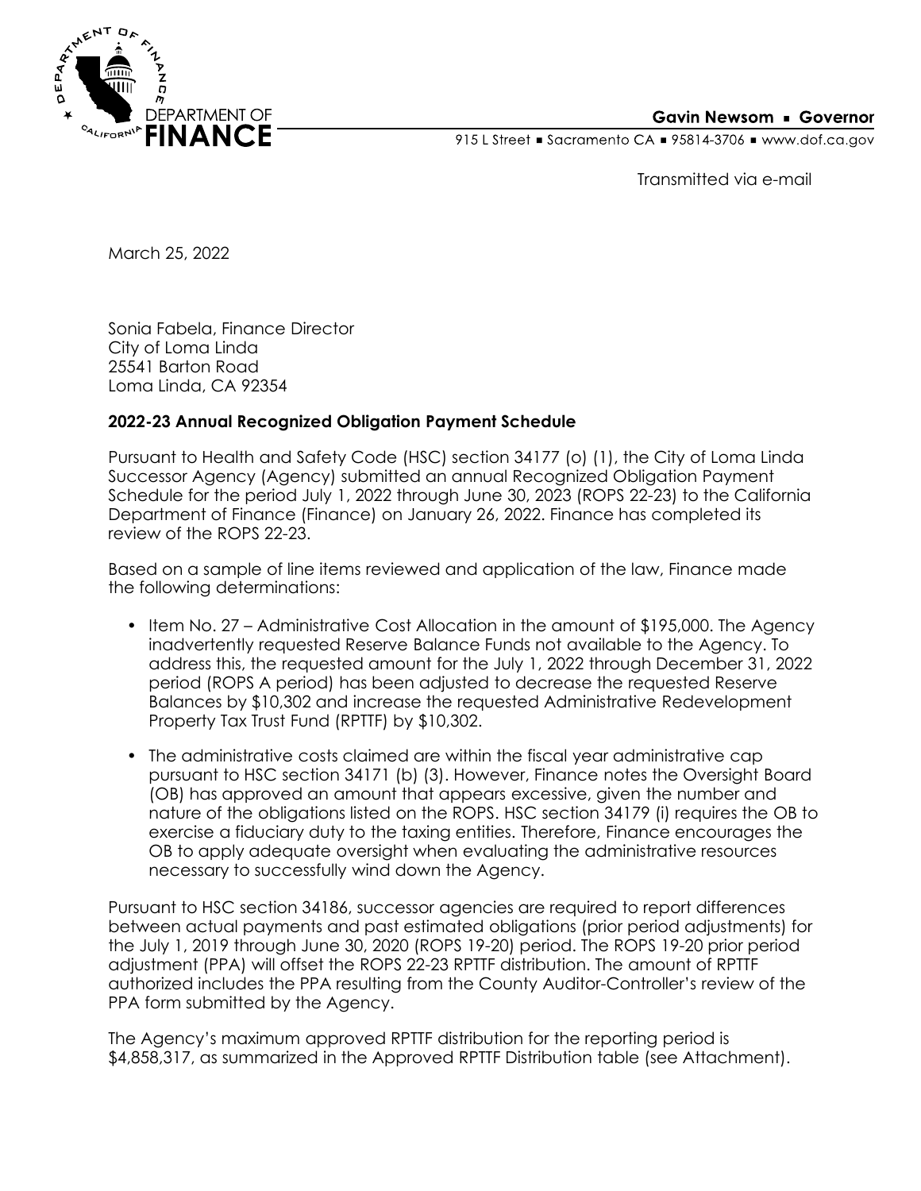DEPARTMENT OF FINANCE

**Gavin Newsom ▪ Governor**

915 L Street ▪ Sacramento CA ▪ 95814-3706 ▪ www.dof.ca.gov

Transmitted via e-mail

March 25, 2022

Sonia Fabela, Finance Director
City of Loma Linda
25541 Barton Road
Loma Linda, CA 92354

**2022-23 Annual Recognized Obligation Payment Schedule**

Pursuant to Health and Safety Code (HSC) section 34177 (o) (1), the City of Loma Linda Successor Agency (Agency) submitted an annual Recognized Obligation Payment Schedule for the period July 1, 2022 through June 30, 2023 (ROPS 22-23) to the California Department of Finance (Finance) on January 26, 2022. Finance has completed its review of the ROPS 22-23.

Based on a sample of line items reviewed and application of the law, Finance made the following determinations:

- Item No. 27 – Administrative Cost Allocation in the amount of $195,000. The Agency inadvertently requested Reserve Balance Funds not available to the Agency. To address this, the requested amount for the July 1, 2022 through December 31, 2022 period (ROPS A period) has been adjusted to decrease the requested Reserve Balances by $10,302 and increase the requested Administrative Redevelopment Property Tax Trust Fund (RPTTF) by $10,302.
- The administrative costs claimed are within the fiscal year administrative cap pursuant to HSC section 34171 (b) (3). However, Finance notes the Oversight Board (OB) has approved an amount that appears excessive, given the number and nature of the obligations listed on the ROPS. HSC section 34179 (i) requires the OB to exercise a fiduciary duty to the taxing entities. Therefore, Finance encourages the OB to apply adequate oversight when evaluating the administrative resources necessary to successfully wind down the Agency.

Pursuant to HSC section 34186, successor agencies are required to report differences between actual payments and past estimated obligations (prior period adjustments) for the July 1, 2019 through June 30, 2020 (ROPS 19-20) period. The ROPS 19-20 prior period adjustment (PPA) will offset the ROPS 22-23 RPTTF distribution. The amount of RPTTF authorized includes the PPA resulting from the County Auditor-Controller's review of the PPA form submitted by the Agency.

The Agency's maximum approved RPTTF distribution for the reporting period is $4,858,317, as summarized in the Approved RPTTF Distribution table (see Attachment).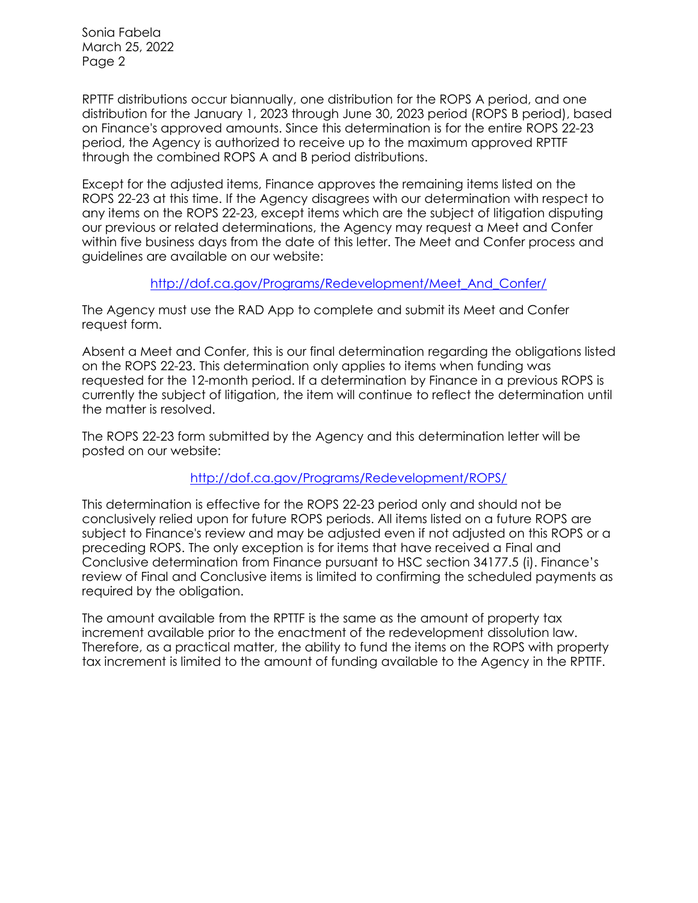RPTTF distributions occur biannually, one distribution for the ROPS A period, and one distribution for the January 1, 2023 through June 30, 2023 period (ROPS B period), based on Finance's approved amounts. Since this determination is for the entire ROPS 22-23 period, the Agency is authorized to receive up to the maximum approved RPTTF through the combined ROPS A and B period distributions.

Except for the adjusted items, Finance approves the remaining items listed on the ROPS 22-23 at this time. If the Agency disagrees with our determination with respect to any items on the ROPS 22-23, except items which are the subject of litigation disputing our previous or related determinations, the Agency may request a Meet and Confer within five business days from the date of this letter. The Meet and Confer process and guidelines are available on our website:

http://dof.ca.gov/Programs/Redevelopment/Meet_And_Confer/

The Agency must use the RAD App to complete and submit its Meet and Confer request form.

Absent a Meet and Confer, this is our final determination regarding the obligations listed on the ROPS 22-23. This determination only applies to items when funding was requested for the 12-month period. If a determination by Finance in a previous ROPS is currently the subject of litigation, the item will continue to reflect the determination until the matter is resolved.

The ROPS 22-23 form submitted by the Agency and this determination letter will be posted on our website:

http://dof.ca.gov/Programs/Redevelopment/ROPS/

This determination is effective for the ROPS 22-23 period only and should not be conclusively relied upon for future ROPS periods. All items listed on a future ROPS are subject to Finance's review and may be adjusted even if not adjusted on this ROPS or a preceding ROPS. The only exception is for items that have received a Final and Conclusive determination from Finance pursuant to HSC section 34177.5 (i). Finance's review of Final and Conclusive items is limited to confirming the scheduled payments as required by the obligation.

The amount available from the RPTTF is the same as the amount of property tax increment available prior to the enactment of the redevelopment dissolution law. Therefore, as a practical matter, the ability to fund the items on the ROPS with property tax increment is limited to the amount of funding available to the Agency in the RPTTF.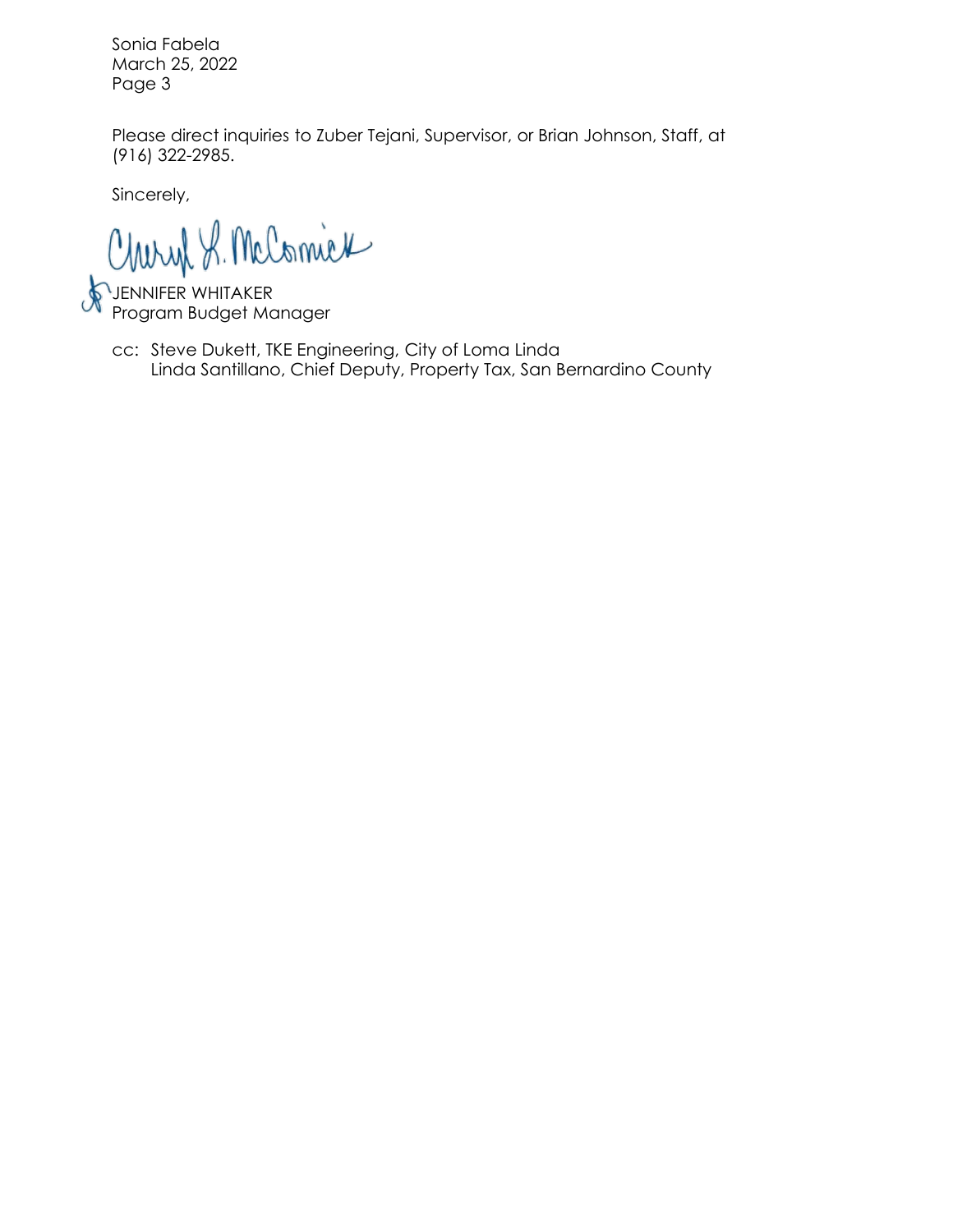Sonia Fabela
March 25, 2022
Page 3

Please direct inquiries to Zuber Tejani, Supervisor, or Brian Johnson, Staff, at (916) 322-2985.

Sincerely,

Cheryl L. McCormick

JENNIFER WHITAKER
Program Budget Manager

cc: Steve Dukett, TKE Engineering, City of Loma Linda
Linda Santillano, Chief Deputy, Property Tax, San Bernardino County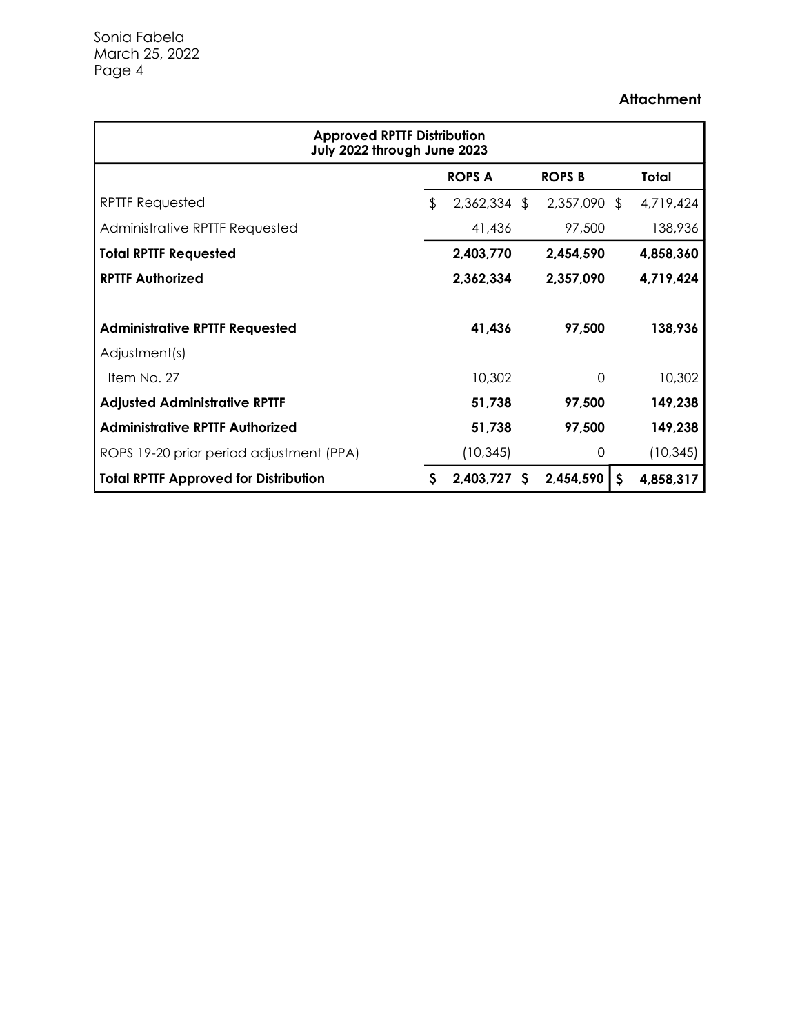Sonia Fabela
March 25, 2022
Page 4

**Attachment**

| Approved RPTTF Distribution July 2022 through June 2023 | | | |
|---|---|---|---|
| | **ROPS A** | **ROPS B** | **Total** |
| RPTTF Requested | $ 2,362,334 | $ 2,357,090 | $ 4,719,424 |
| Administrative RPTTF Requested | 41,436 | 97,500 | 138,936 |
| **Total RPTTF Requested** | **2,403,770** | **2,454,590** | **4,858,360** |
| **RPTTF Authorized** | **2,362,334** | **2,357,090** | **4,719,424** |
| | | | |
| **Administrative RPTTF Requested** | **41,436** | **97,500** | **138,936** |
| Adjustment(s) | | | |
| Item No. 27 | 10,302 | 0 | 10,302 |
| **Adjusted Administrative RPTTF** | **51,738** | **97,500** | **149,238** |
| **Administrative RPTTF Authorized** | **51,738** | **97,500** | **149,238** |
| ROPS 19-20 prior period adjustment (PPA) | (10,345) | 0 | (10,345) |
| **Total RPTTF Approved for Distribution** | **$ 2,403,727** | **$ 2,454,590** | **$ 4,858,317** |